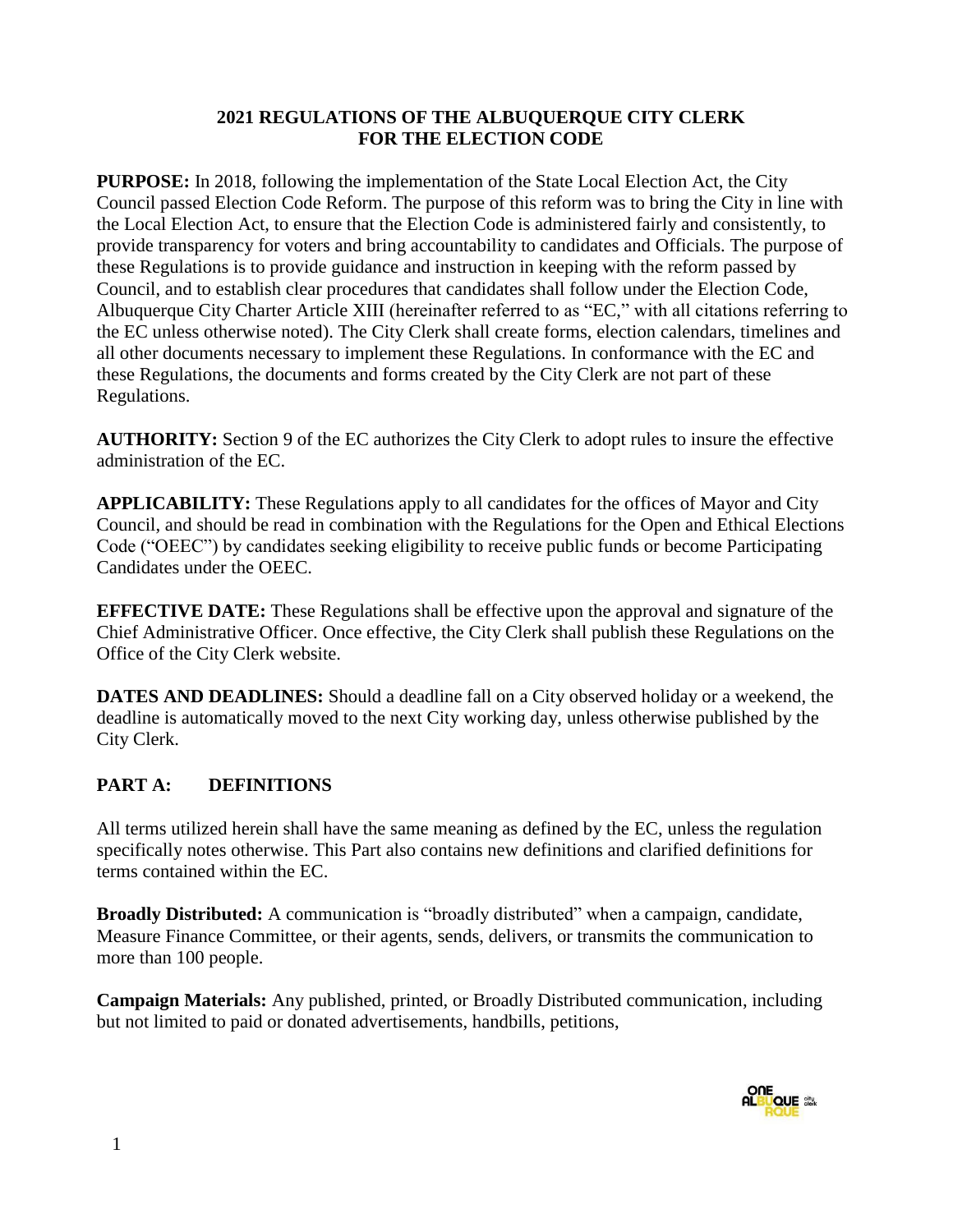# 2021 REGULATIONS OF THE ALBUQUERQUE CITY CLERK FOR THE ELECTION CODE

**PURPOSE:** In 2018, following the implementation of the State Local Election Act, the City Council passed Election Code Reform. The purpose of this reform was to bring the City in line with the Local Election Act, to ensure that the Election Code is administered fairly and consistently, to provide transparency for voters and bring accountability to candidates and Officials. The purpose of these Regulations is to provide guidance and instruction in keeping with the reform passed by Council, and to establish clear procedures that candidates shall follow under the Election Code, Albuquerque City Charter Article XIII (hereinafter referred to as "EC," with all citations referring to the EC unless otherwise noted). The City Clerk shall create forms, election calendars, timelines and all other documents necessary to implement these Regulations. In conformance with the EC and these Regulations, the documents and forms created by the City Clerk are not part of these Regulations.

**AUTHORITY:** Section 9 of the EC authorizes the City Clerk to adopt rules to insure the effective administration of the EC.

**APPLICABILITY:** These Regulations apply to all candidates for the offices of Mayor and City Council, and should be read in combination with the Regulations for the Open and Ethical Elections Code ("OEEC") by candidates seeking eligibility to receive public funds or become Participating Candidates under the OEEC.

**EFFECTIVE DATE:** These Regulations shall be effective upon the approval and signature of the Chief Administrative Officer. Once effective, the City Clerk shall publish these Regulations on the Office of the City Clerk website.

**DATES AND DEADLINES:** Should a deadline fall on a City observed holiday or a weekend, the deadline is automatically moved to the next City working day, unless otherwise published by the City Clerk.

## PART A: DEFINITIONS

All terms utilized herein shall have the same meaning as defined by the EC, unless the regulation specifically notes otherwise. This Part also contains new definitions and clarified definitions for terms contained within the EC.

**Broadly Distributed:** A communication is "broadly distributed" when a campaign, candidate, Measure Finance Committee, or their agents, sends, delivers, or transmits the communication to more than 100 people.

**Campaign Materials:** Any published, printed, or Broadly Distributed communication, including but not limited to paid or donated advertisements, handbills, petitions,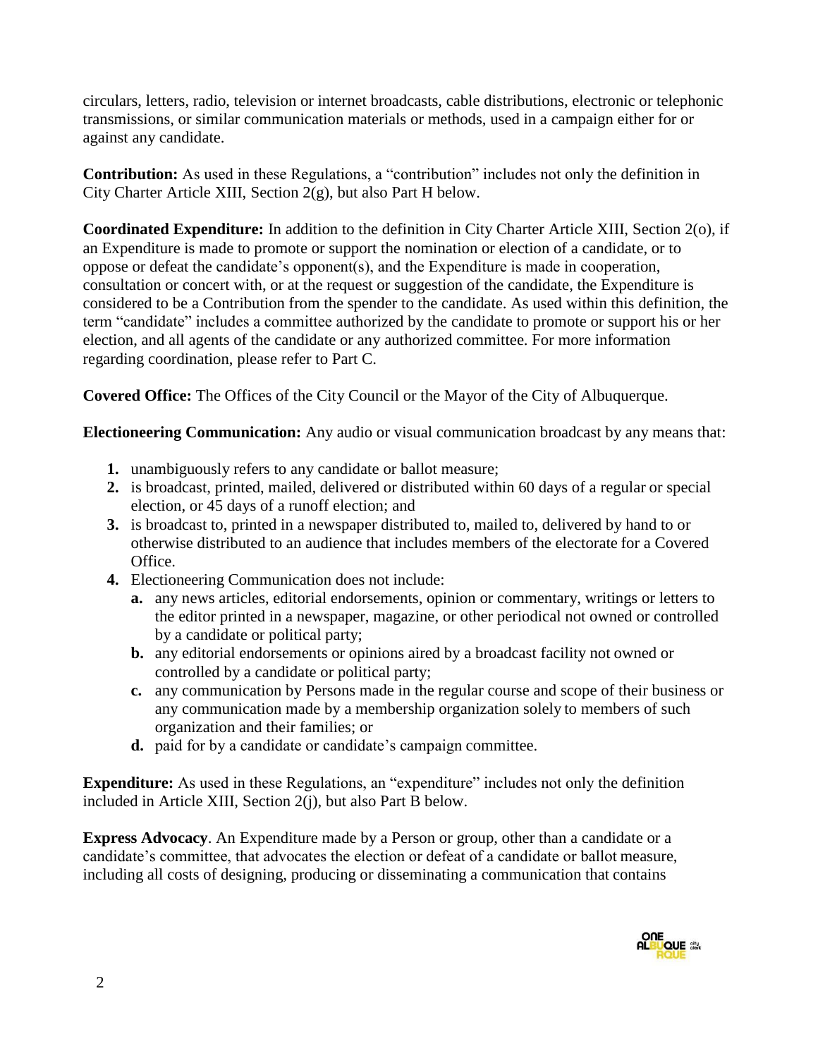circulars, letters, radio, television or internet broadcasts, cable distributions, electronic or telephonic transmissions, or similar communication materials or methods, used in a campaign either for or against any candidate.

**Contribution:** As used in these Regulations, a "contribution" includes not only the definition in City Charter Article XIII, Section 2(g), but also Part H below.

**Coordinated Expenditure:** In addition to the definition in City Charter Article XIII, Section 2(o), if an Expenditure is made to promote or support the nomination or election of a candidate, or to oppose or defeat the candidate's opponent(s), and the Expenditure is made in cooperation, consultation or concert with, or at the request or suggestion of the candidate, the Expenditure is considered to be a Contribution from the spender to the candidate. As used within this definition, the term "candidate" includes a committee authorized by the candidate to promote or support his or her election, and all agents of the candidate or any authorized committee. For more information regarding coordination, please refer to Part C.

**Covered Office:** The Offices of the City Council or the Mayor of the City of Albuquerque.

**Electioneering Communication:** Any audio or visual communication broadcast by any means that:

1. unambiguously refers to any candidate or ballot measure;
2. is broadcast, printed, mailed, delivered or distributed within 60 days of a regular or special election, or 45 days of a runoff election; and
3. is broadcast to, printed in a newspaper distributed to, mailed to, delivered by hand to or otherwise distributed to an audience that includes members of the electorate for a Covered Office.
4. Electioneering Communication does not include:
   a. any news articles, editorial endorsements, opinion or commentary, writings or letters to the editor printed in a newspaper, magazine, or other periodical not owned or controlled by a candidate or political party;
   b. any editorial endorsements or opinions aired by a broadcast facility not owned or controlled by a candidate or political party;
   c. any communication by Persons made in the regular course and scope of their business or any communication made by a membership organization solely to members of such organization and their families; or
   d. paid for by a candidate or candidate's campaign committee.

**Expenditure:** As used in these Regulations, an "expenditure" includes not only the definition included in Article XIII, Section 2(j), but also Part B below.

**Express Advocacy**. An Expenditure made by a Person or group, other than a candidate or a candidate's committee, that advocates the election or defeat of a candidate or ballot measure, including all costs of designing, producing or disseminating a communication that contains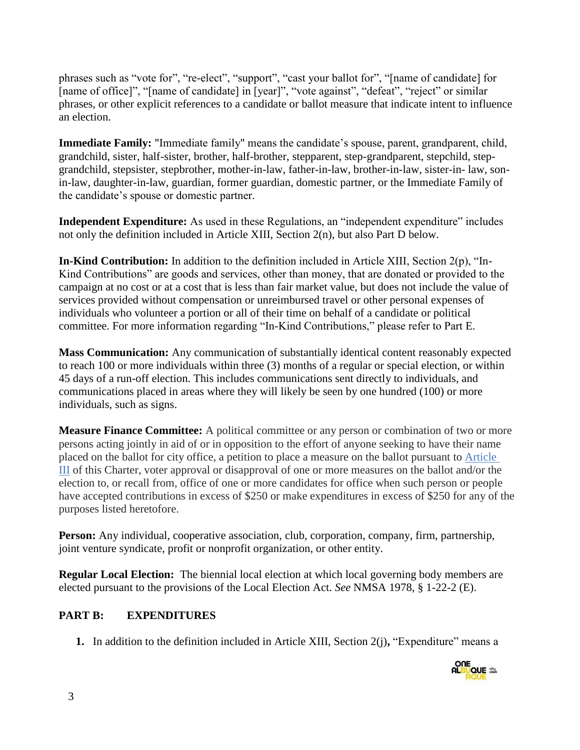phrases such as "vote for", "re-elect", "support", "cast your ballot for", "[name of candidate] for [name of office]", "[name of candidate] in [year]", "vote against", "defeat", "reject" or similar phrases, or other explicit references to a candidate or ballot measure that indicate intent to influence an election.

**Immediate Family:** "Immediate family" means the candidate's spouse, parent, grandparent, child, grandchild, sister, half-sister, brother, half-brother, stepparent, step-grandparent, stepchild, step-grandchild, stepsister, stepbrother, mother-in-law, father-in-law, brother-in-law, sister-in- law, son-in-law, daughter-in-law, guardian, former guardian, domestic partner, or the Immediate Family of the candidate's spouse or domestic partner.

**Independent Expenditure:** As used in these Regulations, an "independent expenditure" includes not only the definition included in Article XIII, Section 2(n), but also Part D below.

**In-Kind Contribution:** In addition to the definition included in Article XIII, Section 2(p), "In-Kind Contributions" are goods and services, other than money, that are donated or provided to the campaign at no cost or at a cost that is less than fair market value, but does not include the value of services provided without compensation or unreimbursed travel or other personal expenses of individuals who volunteer a portion or all of their time on behalf of a candidate or political committee. For more information regarding "In-Kind Contributions," please refer to Part E.

**Mass Communication:** Any communication of substantially identical content reasonably expected to reach 100 or more individuals within three (3) months of a regular or special election, or within 45 days of a run-off election. This includes communications sent directly to individuals, and communications placed in areas where they will likely be seen by one hundred (100) or more individuals, such as signs.

**Measure Finance Committee:** A political committee or any person or combination of two or more persons acting jointly in aid of or in opposition to the effort of anyone seeking to have their name placed on the ballot for city office, a petition to place a measure on the ballot pursuant to Article III of this Charter, voter approval or disapproval of one or more measures on the ballot and/or the election to, or recall from, office of one or more candidates for office when such person or people have accepted contributions in excess of $250 or make expenditures in excess of $250 for any of the purposes listed heretofore.

**Person:** Any individual, cooperative association, club, corporation, company, firm, partnership, joint venture syndicate, profit or nonprofit organization, or other entity.

**Regular Local Election:** The biennial local election at which local governing body members are elected pursuant to the provisions of the Local Election Act. *See* NMSA 1978, § 1-22-2 (E).

## PART B: EXPENDITURES

1. In addition to the definition included in Article XIII, Section 2(j), "Expenditure" means a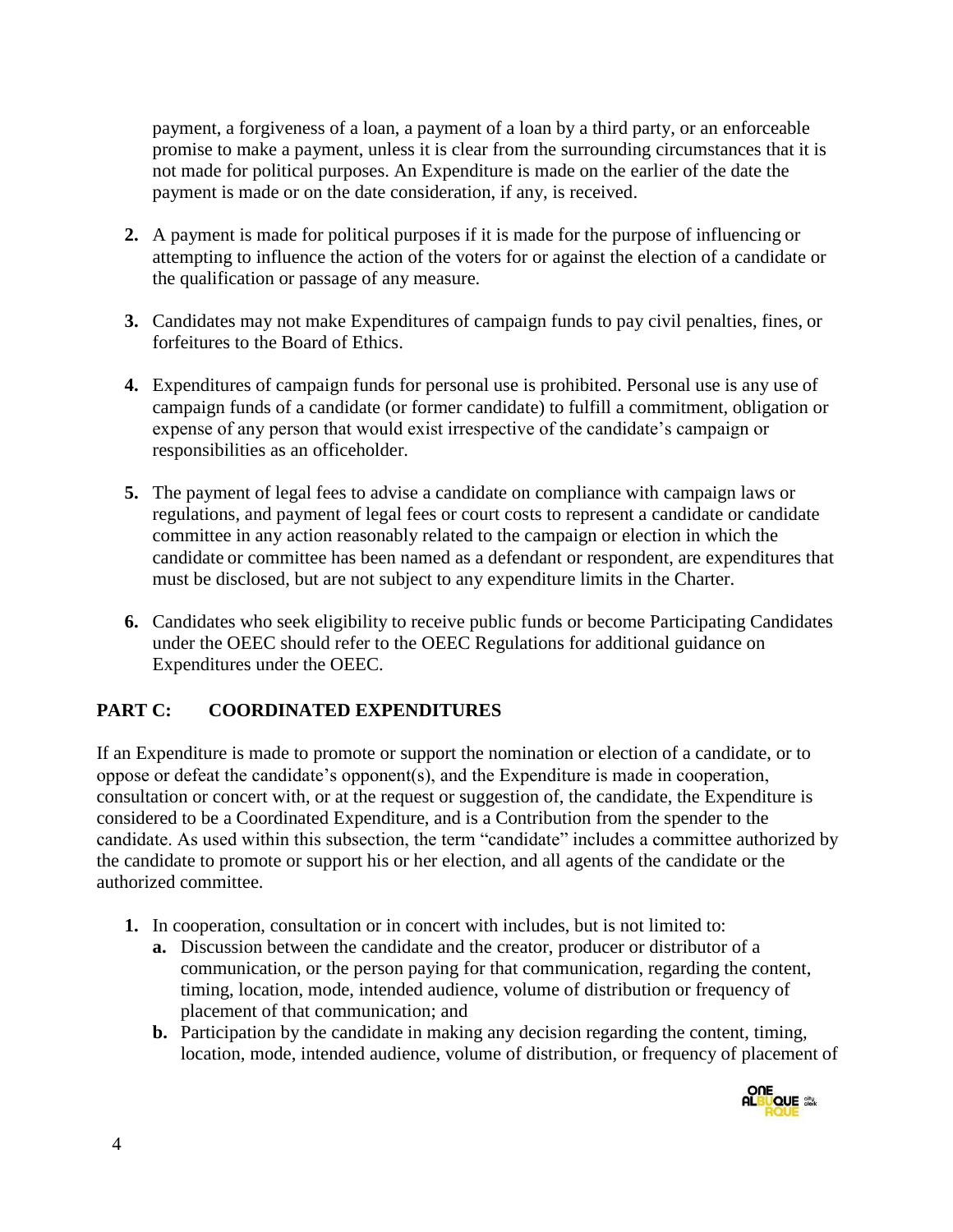payment, a forgiveness of a loan, a payment of a loan by a third party, or an enforceable promise to make a payment, unless it is clear from the surrounding circumstances that it is not made for political purposes. An Expenditure is made on the earlier of the date the payment is made or on the date consideration, if any, is received.

2. A payment is made for political purposes if it is made for the purpose of influencing or attempting to influence the action of the voters for or against the election of a candidate or the qualification or passage of any measure.

3. Candidates may not make Expenditures of campaign funds to pay civil penalties, fines, or forfeitures to the Board of Ethics.

4. Expenditures of campaign funds for personal use is prohibited. Personal use is any use of campaign funds of a candidate (or former candidate) to fulfill a commitment, obligation or expense of any person that would exist irrespective of the candidate's campaign or responsibilities as an officeholder.

5. The payment of legal fees to advise a candidate on compliance with campaign laws or regulations, and payment of legal fees or court costs to represent a candidate or candidate committee in any action reasonably related to the campaign or election in which the candidate or committee has been named as a defendant or respondent, are expenditures that must be disclosed, but are not subject to any expenditure limits in the Charter.

6. Candidates who seek eligibility to receive public funds or become Participating Candidates under the OEEC should refer to the OEEC Regulations for additional guidance on Expenditures under the OEEC.

## PART C: COORDINATED EXPENDITURES

If an Expenditure is made to promote or support the nomination or election of a candidate, or to oppose or defeat the candidate's opponent(s), and the Expenditure is made in cooperation, consultation or concert with, or at the request or suggestion of, the candidate, the Expenditure is considered to be a Coordinated Expenditure, and is a Contribution from the spender to the candidate. As used within this subsection, the term "candidate" includes a committee authorized by the candidate to promote or support his or her election, and all agents of the candidate or the authorized committee.

1. In cooperation, consultation or in concert with includes, but is not limited to:
   - **a.** Discussion between the candidate and the creator, producer or distributor of a communication, or the person paying for that communication, regarding the content, timing, location, mode, intended audience, volume of distribution or frequency of placement of that communication; and
   - **b.** Participation by the candidate in making any decision regarding the content, timing, location, mode, intended audience, volume of distribution, or frequency of placement of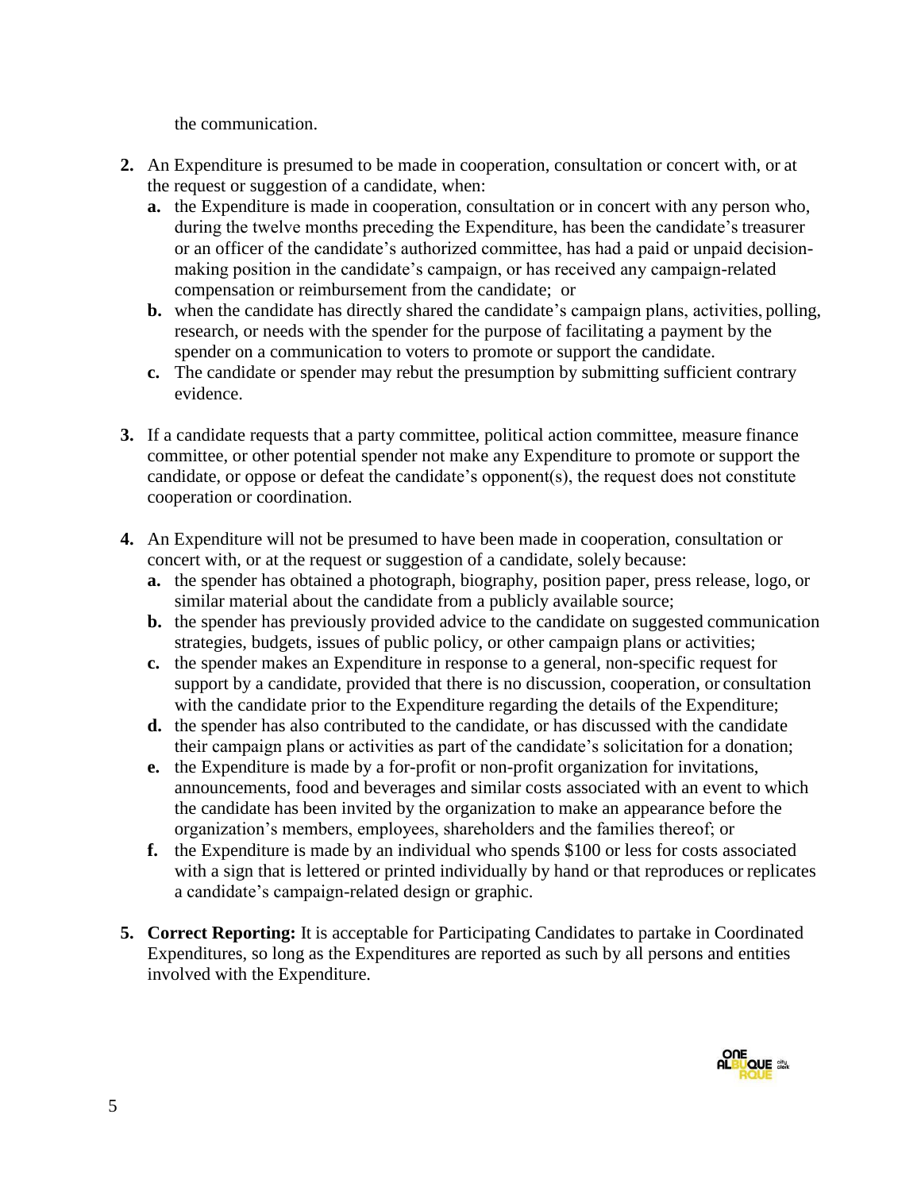the communication.

**2.** An Expenditure is presumed to be made in cooperation, consultation or concert with, or at the request or suggestion of a candidate, when:

   **a.** the Expenditure is made in cooperation, consultation or in concert with any person who, during the twelve months preceding the Expenditure, has been the candidate's treasurer or an officer of the candidate's authorized committee, has had a paid or unpaid decision-making position in the candidate's campaign, or has received any campaign-related compensation or reimbursement from the candidate; or

   **b.** when the candidate has directly shared the candidate's campaign plans, activities, polling, research, or needs with the spender for the purpose of facilitating a payment by the spender on a communication to voters to promote or support the candidate.

   **c.** The candidate or spender may rebut the presumption by submitting sufficient contrary evidence.

**3.** If a candidate requests that a party committee, political action committee, measure finance committee, or other potential spender not make any Expenditure to promote or support the candidate, or oppose or defeat the candidate's opponent(s), the request does not constitute cooperation or coordination.

**4.** An Expenditure will not be presumed to have been made in cooperation, consultation or concert with, or at the request or suggestion of a candidate, solely because:

   **a.** the spender has obtained a photograph, biography, position paper, press release, logo, or similar material about the candidate from a publicly available source;

   **b.** the spender has previously provided advice to the candidate on suggested communication strategies, budgets, issues of public policy, or other campaign plans or activities;

   **c.** the spender makes an Expenditure in response to a general, non-specific request for support by a candidate, provided that there is no discussion, cooperation, or consultation with the candidate prior to the Expenditure regarding the details of the Expenditure;

   **d.** the spender has also contributed to the candidate, or has discussed with the candidate their campaign plans or activities as part of the candidate's solicitation for a donation;

   **e.** the Expenditure is made by a for-profit or non-profit organization for invitations, announcements, food and beverages and similar costs associated with an event to which the candidate has been invited by the organization to make an appearance before the organization's members, employees, shareholders and the families thereof; or

   **f.** the Expenditure is made by an individual who spends $100 or less for costs associated with a sign that is lettered or printed individually by hand or that reproduces or replicates a candidate's campaign-related design or graphic.

**5. Correct Reporting:** It is acceptable for Participating Candidates to partake in Coordinated Expenditures, so long as the Expenditures are reported as such by all persons and entities involved with the Expenditure.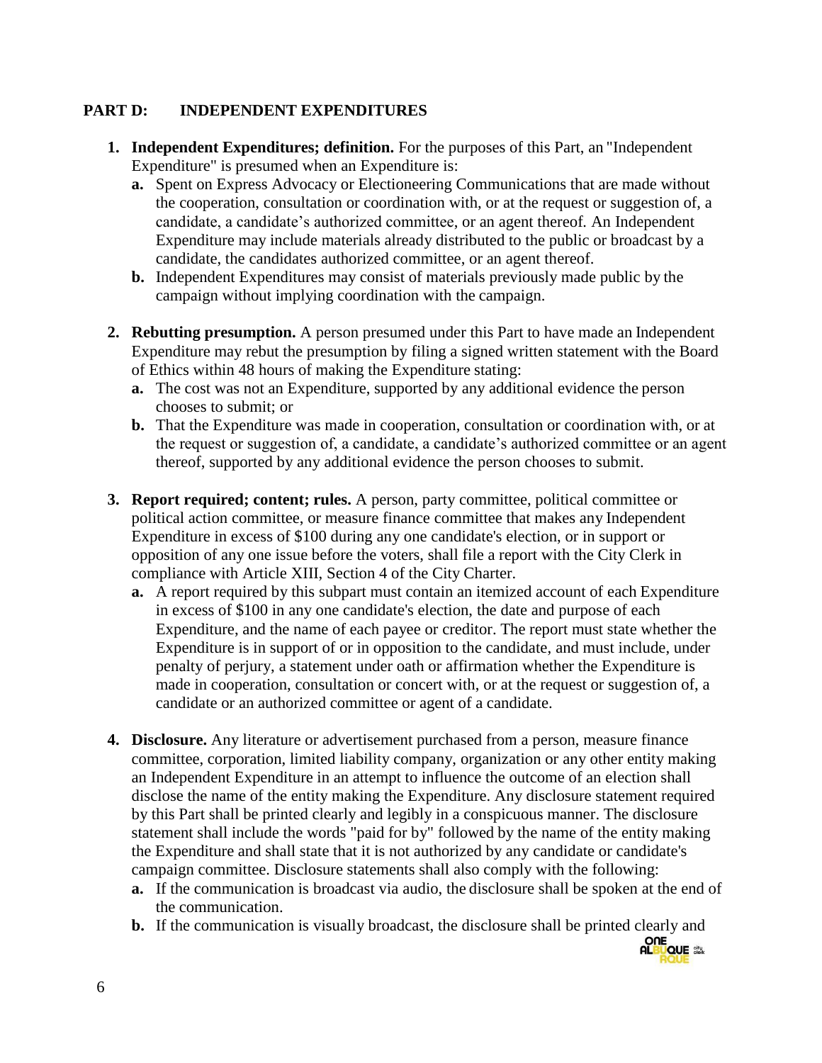## PART D: INDEPENDENT EXPENDITURES

1. **Independent Expenditures; definition.** For the purposes of this Part, an "Independent Expenditure" is presumed when an Expenditure is:
   - **a.** Spent on Express Advocacy or Electioneering Communications that are made without the cooperation, consultation or coordination with, or at the request or suggestion of, a candidate, a candidate's authorized committee, or an agent thereof. An Independent Expenditure may include materials already distributed to the public or broadcast by a candidate, the candidates authorized committee, or an agent thereof.
   - **b.** Independent Expenditures may consist of materials previously made public by the campaign without implying coordination with the campaign.

2. **Rebutting presumption.** A person presumed under this Part to have made an Independent Expenditure may rebut the presumption by filing a signed written statement with the Board of Ethics within 48 hours of making the Expenditure stating:
   - **a.** The cost was not an Expenditure, supported by any additional evidence the person chooses to submit; or
   - **b.** That the Expenditure was made in cooperation, consultation or coordination with, or at the request or suggestion of, a candidate, a candidate's authorized committee or an agent thereof, supported by any additional evidence the person chooses to submit.

3. **Report required; content; rules.** A person, party committee, political committee or political action committee, or measure finance committee that makes any Independent Expenditure in excess of $100 during any one candidate's election, or in support or opposition of any one issue before the voters, shall file a report with the City Clerk in compliance with Article XIII, Section 4 of the City Charter.
   - **a.** A report required by this subpart must contain an itemized account of each Expenditure in excess of $100 in any one candidate's election, the date and purpose of each Expenditure, and the name of each payee or creditor. The report must state whether the Expenditure is in support of or in opposition to the candidate, and must include, under penalty of perjury, a statement under oath or affirmation whether the Expenditure is made in cooperation, consultation or concert with, or at the request or suggestion of, a candidate or an authorized committee or agent of a candidate.

4. **Disclosure.** Any literature or advertisement purchased from a person, measure finance committee, corporation, limited liability company, organization or any other entity making an Independent Expenditure in an attempt to influence the outcome of an election shall disclose the name of the entity making the Expenditure. Any disclosure statement required by this Part shall be printed clearly and legibly in a conspicuous manner. The disclosure statement shall include the words "paid for by" followed by the name of the entity making the Expenditure and shall state that it is not authorized by any candidate or candidate's campaign committee. Disclosure statements shall also comply with the following:
   - **a.** If the communication is broadcast via audio, the disclosure shall be spoken at the end of the communication.
   - **b.** If the communication is visually broadcast, the disclosure shall be printed clearly and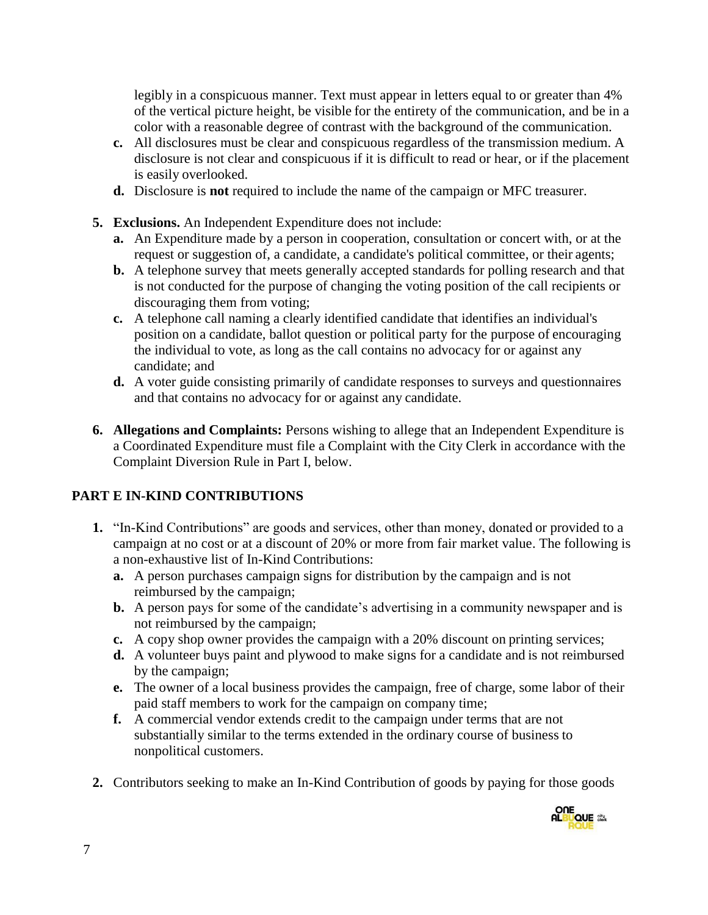legibly in a conspicuous manner. Text must appear in letters equal to or greater than 4% of the vertical picture height, be visible for the entirety of the communication, and be in a color with a reasonable degree of contrast with the background of the communication.

   c. All disclosures must be clear and conspicuous regardless of the transmission medium. A disclosure is not clear and conspicuous if it is difficult to read or hear, or if the placement is easily overlooked.
   d. Disclosure is **not** required to include the name of the campaign or MFC treasurer.

5. **Exclusions.** An Independent Expenditure does not include:
   a. An Expenditure made by a person in cooperation, consultation or concert with, or at the request or suggestion of, a candidate, a candidate's political committee, or their agents;
   b. A telephone survey that meets generally accepted standards for polling research and that is not conducted for the purpose of changing the voting position of the call recipients or discouraging them from voting;
   c. A telephone call naming a clearly identified candidate that identifies an individual's position on a candidate, ballot question or political party for the purpose of encouraging the individual to vote, as long as the call contains no advocacy for or against any candidate; and
   d. A voter guide consisting primarily of candidate responses to surveys and questionnaires and that contains no advocacy for or against any candidate.

6. **Allegations and Complaints:** Persons wishing to allege that an Independent Expenditure is a Coordinated Expenditure must file a Complaint with the City Clerk in accordance with the Complaint Diversion Rule in Part I, below.

## PART E IN-KIND CONTRIBUTIONS

1. "In-Kind Contributions" are goods and services, other than money, donated or provided to a campaign at no cost or at a discount of 20% or more from fair market value. The following is a non-exhaustive list of In-Kind Contributions:
   a. A person purchases campaign signs for distribution by the campaign and is not reimbursed by the campaign;
   b. A person pays for some of the candidate's advertising in a community newspaper and is not reimbursed by the campaign;
   c. A copy shop owner provides the campaign with a 20% discount on printing services;
   d. A volunteer buys paint and plywood to make signs for a candidate and is not reimbursed by the campaign;
   e. The owner of a local business provides the campaign, free of charge, some labor of their paid staff members to work for the campaign on company time;
   f. A commercial vendor extends credit to the campaign under terms that are not substantially similar to the terms extended in the ordinary course of business to nonpolitical customers.

2. Contributors seeking to make an In-Kind Contribution of goods by paying for those goods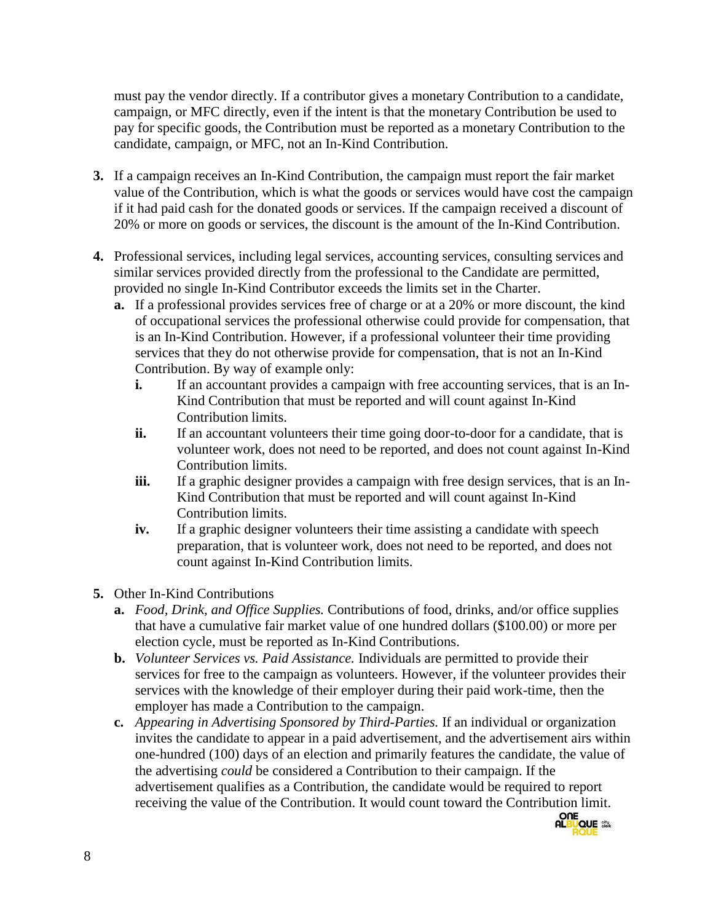must pay the vendor directly. If a contributor gives a monetary Contribution to a candidate, campaign, or MFC directly, even if the intent is that the monetary Contribution be used to pay for specific goods, the Contribution must be reported as a monetary Contribution to the candidate, campaign, or MFC, not an In-Kind Contribution.

**3.** If a campaign receives an In-Kind Contribution, the campaign must report the fair market value of the Contribution, which is what the goods or services would have cost the campaign if it had paid cash for the donated goods or services. If the campaign received a discount of 20% or more on goods or services, the discount is the amount of the In-Kind Contribution.

**4.** Professional services, including legal services, accounting services, consulting services and similar services provided directly from the professional to the Candidate are permitted, provided no single In-Kind Contributor exceeds the limits set in the Charter.

- **a.** If a professional provides services free of charge or at a 20% or more discount, the kind of occupational services the professional otherwise could provide for compensation, that is an In-Kind Contribution. However, if a professional volunteer their time providing services that they do not otherwise provide for compensation, that is not an In-Kind Contribution. By way of example only:
  - **i.** If an accountant provides a campaign with free accounting services, that is an In-Kind Contribution that must be reported and will count against In-Kind Contribution limits.
  - **ii.** If an accountant volunteers their time going door-to-door for a candidate, that is volunteer work, does not need to be reported, and does not count against In-Kind Contribution limits.
  - **iii.** If a graphic designer provides a campaign with free design services, that is an In-Kind Contribution that must be reported and will count against In-Kind Contribution limits.
  - **iv.** If a graphic designer volunteers their time assisting a candidate with speech preparation, that is volunteer work, does not need to be reported, and does not count against In-Kind Contribution limits.

**5.** Other In-Kind Contributions

- **a.** *Food, Drink, and Office Supplies.* Contributions of food, drinks, and/or office supplies that have a cumulative fair market value of one hundred dollars ($100.00) or more per election cycle, must be reported as In-Kind Contributions.
- **b.** *Volunteer Services vs. Paid Assistance.* Individuals are permitted to provide their services for free to the campaign as volunteers. However, if the volunteer provides their services with the knowledge of their employer during their paid work-time, then the employer has made a Contribution to the campaign.
- **c.** *Appearing in Advertising Sponsored by Third-Parties.* If an individual or organization invites the candidate to appear in a paid advertisement, and the advertisement airs within one-hundred (100) days of an election and primarily features the candidate, the value of the advertising *could* be considered a Contribution to their campaign. If the advertisement qualifies as a Contribution, the candidate would be required to report receiving the value of the Contribution. It would count toward the Contribution limit.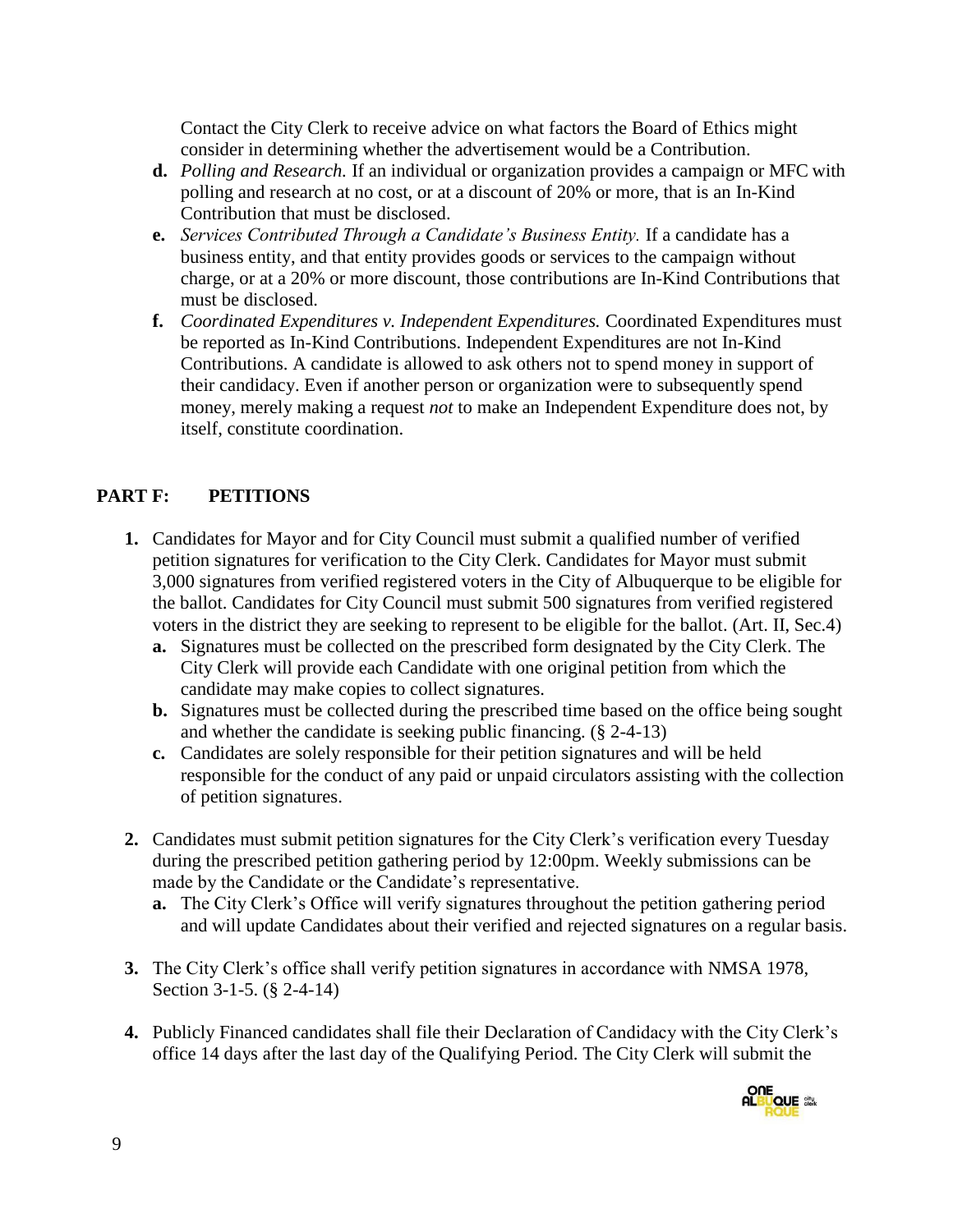Contact the City Clerk to receive advice on what factors the Board of Ethics might consider in determining whether the advertisement would be a Contribution.

**d.** *Polling and Research.* If an individual or organization provides a campaign or MFC with polling and research at no cost, or at a discount of 20% or more, that is an In-Kind Contribution that must be disclosed.

**e.** *Services Contributed Through a Candidate's Business Entity.* If a candidate has a business entity, and that entity provides goods or services to the campaign without charge, or at a 20% or more discount, those contributions are In-Kind Contributions that must be disclosed.

**f.** *Coordinated Expenditures v. Independent Expenditures.* Coordinated Expenditures must be reported as In-Kind Contributions. Independent Expenditures are not In-Kind Contributions. A candidate is allowed to ask others not to spend money in support of their candidacy. Even if another person or organization were to subsequently spend money, merely making a request *not* to make an Independent Expenditure does not, by itself, constitute coordination.

## PART F: PETITIONS

**1.** Candidates for Mayor and for City Council must submit a qualified number of verified petition signatures for verification to the City Clerk. Candidates for Mayor must submit 3,000 signatures from verified registered voters in the City of Albuquerque to be eligible for the ballot. Candidates for City Council must submit 500 signatures from verified registered voters in the district they are seeking to represent to be eligible for the ballot. (Art. II, Sec.4)

   **a.** Signatures must be collected on the prescribed form designated by the City Clerk. The City Clerk will provide each Candidate with one original petition from which the candidate may make copies to collect signatures.

   **b.** Signatures must be collected during the prescribed time based on the office being sought and whether the candidate is seeking public financing. (§ 2-4-13)

   **c.** Candidates are solely responsible for their petition signatures and will be held responsible for the conduct of any paid or unpaid circulators assisting with the collection of petition signatures.

**2.** Candidates must submit petition signatures for the City Clerk's verification every Tuesday during the prescribed petition gathering period by 12:00pm. Weekly submissions can be made by the Candidate or the Candidate's representative.

   **a.** The City Clerk's Office will verify signatures throughout the petition gathering period and will update Candidates about their verified and rejected signatures on a regular basis.

**3.** The City Clerk's office shall verify petition signatures in accordance with NMSA 1978, Section 3-1-5. (§ 2-4-14)

**4.** Publicly Financed candidates shall file their Declaration of Candidacy with the City Clerk's office 14 days after the last day of the Qualifying Period. The City Clerk will submit the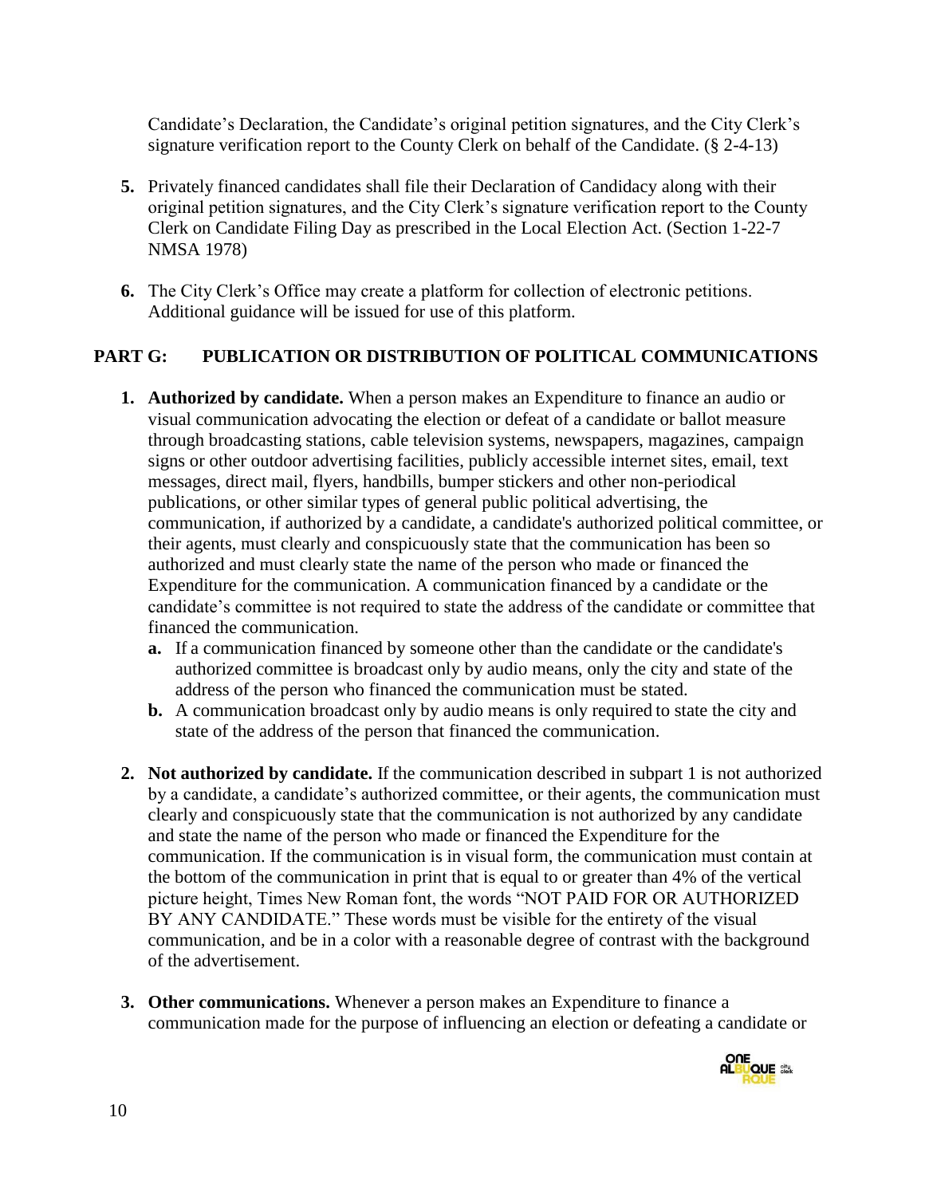Candidate's Declaration, the Candidate's original petition signatures, and the City Clerk's signature verification report to the County Clerk on behalf of the Candidate. (§ 2-4-13)

5. Privately financed candidates shall file their Declaration of Candidacy along with their original petition signatures, and the City Clerk's signature verification report to the County Clerk on Candidate Filing Day as prescribed in the Local Election Act. (Section 1-22-7 NMSA 1978)

6. The City Clerk's Office may create a platform for collection of electronic petitions. Additional guidance will be issued for use of this platform.

## PART G: PUBLICATION OR DISTRIBUTION OF POLITICAL COMMUNICATIONS

1. **Authorized by candidate.** When a person makes an Expenditure to finance an audio or visual communication advocating the election or defeat of a candidate or ballot measure through broadcasting stations, cable television systems, newspapers, magazines, campaign signs or other outdoor advertising facilities, publicly accessible internet sites, email, text messages, direct mail, flyers, handbills, bumper stickers and other non-periodical publications, or other similar types of general public political advertising, the communication, if authorized by a candidate, a candidate's authorized political committee, or their agents, must clearly and conspicuously state that the communication has been so authorized and must clearly state the name of the person who made or financed the Expenditure for the communication. A communication financed by a candidate or the candidate's committee is not required to state the address of the candidate or committee that financed the communication.
   - **a.** If a communication financed by someone other than the candidate or the candidate's authorized committee is broadcast only by audio means, only the city and state of the address of the person who financed the communication must be stated.
   - **b.** A communication broadcast only by audio means is only required to state the city and state of the address of the person that financed the communication.

2. **Not authorized by candidate.** If the communication described in subpart 1 is not authorized by a candidate, a candidate's authorized committee, or their agents, the communication must clearly and conspicuously state that the communication is not authorized by any candidate and state the name of the person who made or financed the Expenditure for the communication. If the communication is in visual form, the communication must contain at the bottom of the communication in print that is equal to or greater than 4% of the vertical picture height, Times New Roman font, the words "NOT PAID FOR OR AUTHORIZED BY ANY CANDIDATE." These words must be visible for the entirety of the visual communication, and be in a color with a reasonable degree of contrast with the background of the advertisement.

3. **Other communications.** Whenever a person makes an Expenditure to finance a communication made for the purpose of influencing an election or defeating a candidate or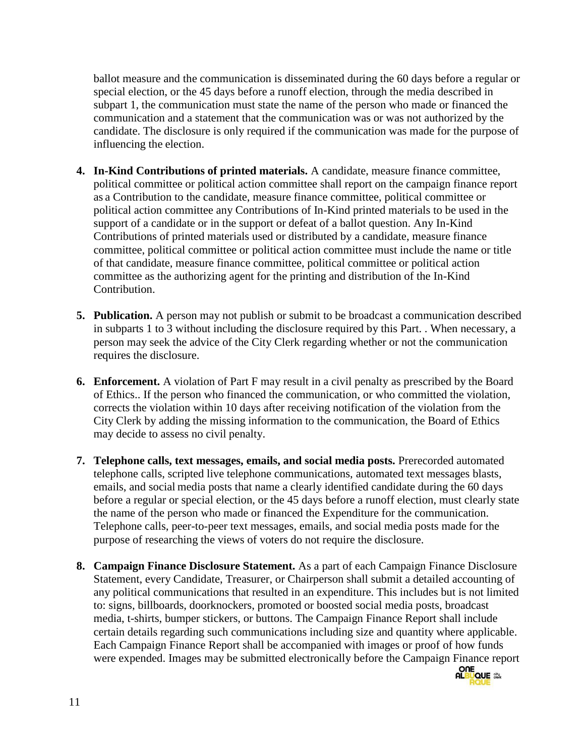ballot measure and the communication is disseminated during the 60 days before a regular or special election, or the 45 days before a runoff election, through the media described in subpart 1, the communication must state the name of the person who made or financed the communication and a statement that the communication was or was not authorized by the candidate. The disclosure is only required if the communication was made for the purpose of influencing the election.

4. **In-Kind Contributions of printed materials.** A candidate, measure finance committee, political committee or political action committee shall report on the campaign finance report as a Contribution to the candidate, measure finance committee, political committee or political action committee any Contributions of In-Kind printed materials to be used in the support of a candidate or in the support or defeat of a ballot question. Any In-Kind Contributions of printed materials used or distributed by a candidate, measure finance committee, political committee or political action committee must include the name or title of that candidate, measure finance committee, political committee or political action committee as the authorizing agent for the printing and distribution of the In-Kind Contribution.

5. **Publication.** A person may not publish or submit to be broadcast a communication described in subparts 1 to 3 without including the disclosure required by this Part. . When necessary, a person may seek the advice of the City Clerk regarding whether or not the communication requires the disclosure.

6. **Enforcement.** A violation of Part F may result in a civil penalty as prescribed by the Board of Ethics.. If the person who financed the communication, or who committed the violation, corrects the violation within 10 days after receiving notification of the violation from the City Clerk by adding the missing information to the communication, the Board of Ethics may decide to assess no civil penalty.

7. **Telephone calls, text messages, emails, and social media posts.** Prerecorded automated telephone calls, scripted live telephone communications, automated text messages blasts, emails, and social media posts that name a clearly identified candidate during the 60 days before a regular or special election, or the 45 days before a runoff election, must clearly state the name of the person who made or financed the Expenditure for the communication. Telephone calls, peer-to-peer text messages, emails, and social media posts made for the purpose of researching the views of voters do not require the disclosure.

8. **Campaign Finance Disclosure Statement.** As a part of each Campaign Finance Disclosure Statement, every Candidate, Treasurer, or Chairperson shall submit a detailed accounting of any political communications that resulted in an expenditure. This includes but is not limited to: signs, billboards, doorknockers, promoted or boosted social media posts, broadcast media, t-shirts, bumper stickers, or buttons. The Campaign Finance Report shall include certain details regarding such communications including size and quantity where applicable. Each Campaign Finance Report shall be accompanied with images or proof of how funds were expended. Images may be submitted electronically before the Campaign Finance report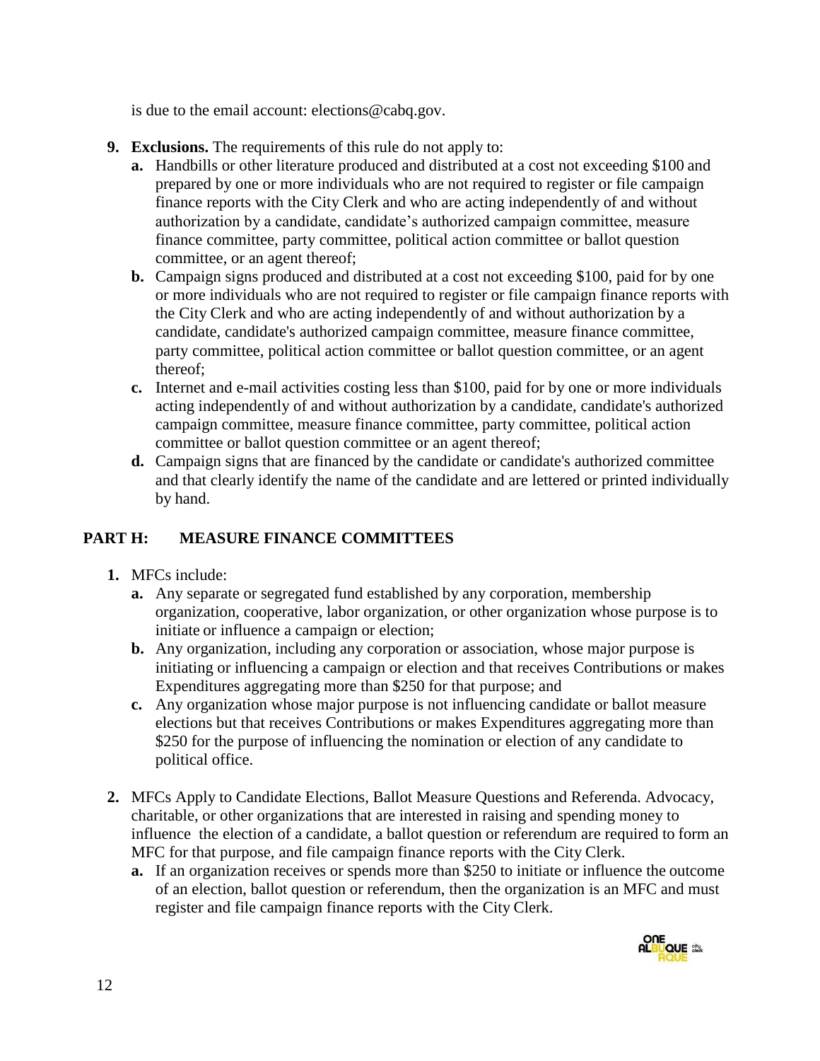is due to the email account: elections@cabq.gov.

9. **Exclusions.** The requirements of this rule do not apply to:
   a. Handbills or other literature produced and distributed at a cost not exceeding $100 and prepared by one or more individuals who are not required to register or file campaign finance reports with the City Clerk and who are acting independently of and without authorization by a candidate, candidate's authorized campaign committee, measure finance committee, party committee, political action committee or ballot question committee, or an agent thereof;
   b. Campaign signs produced and distributed at a cost not exceeding $100, paid for by one or more individuals who are not required to register or file campaign finance reports with the City Clerk and who are acting independently of and without authorization by a candidate, candidate's authorized campaign committee, measure finance committee, party committee, political action committee or ballot question committee, or an agent thereof;
   c. Internet and e-mail activities costing less than $100, paid for by one or more individuals acting independently of and without authorization by a candidate, candidate's authorized campaign committee, measure finance committee, party committee, political action committee or ballot question committee or an agent thereof;
   d. Campaign signs that are financed by the candidate or candidate's authorized committee and that clearly identify the name of the candidate and are lettered or printed individually by hand.

## PART H: MEASURE FINANCE COMMITTEES

1. MFCs include:
   a. Any separate or segregated fund established by any corporation, membership organization, cooperative, labor organization, or other organization whose purpose is to initiate or influence a campaign or election;
   b. Any organization, including any corporation or association, whose major purpose is initiating or influencing a campaign or election and that receives Contributions or makes Expenditures aggregating more than $250 for that purpose; and
   c. Any organization whose major purpose is not influencing candidate or ballot measure elections but that receives Contributions or makes Expenditures aggregating more than $250 for the purpose of influencing the nomination or election of any candidate to political office.

2. MFCs Apply to Candidate Elections, Ballot Measure Questions and Referenda. Advocacy, charitable, or other organizations that are interested in raising and spending money to influence the election of a candidate, a ballot question or referendum are required to form an MFC for that purpose, and file campaign finance reports with the City Clerk.
   a. If an organization receives or spends more than $250 to initiate or influence the outcome of an election, ballot question or referendum, then the organization is an MFC and must register and file campaign finance reports with the City Clerk.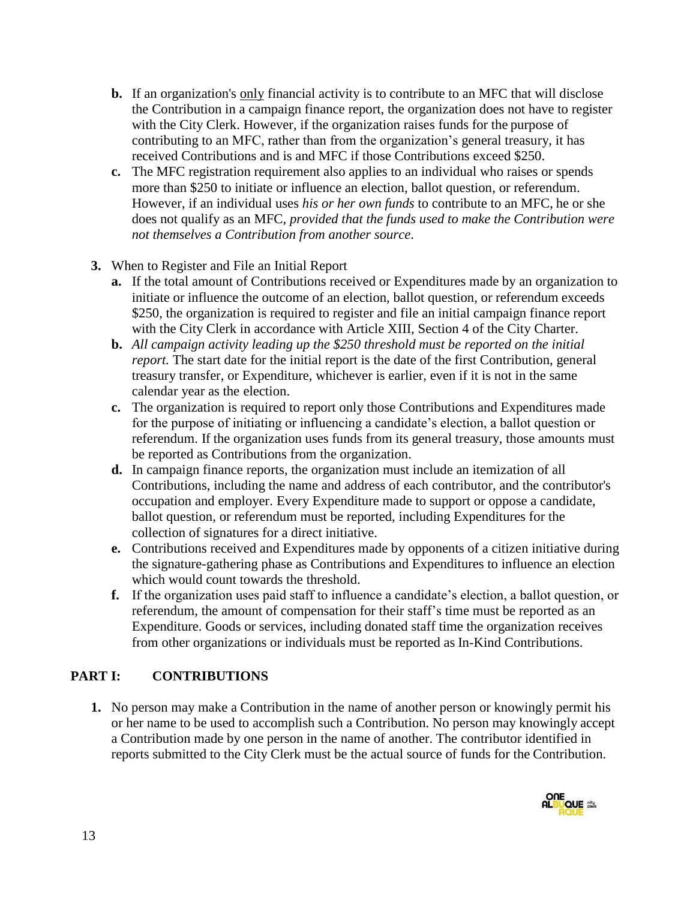- **b.** If an organization's <u>only</u> financial activity is to contribute to an MFC that will disclose the Contribution in a campaign finance report, the organization does not have to register with the City Clerk. However, if the organization raises funds for the purpose of contributing to an MFC, rather than from the organization's general treasury, it has received Contributions and is and MFC if those Contributions exceed $250.
- **c.** The MFC registration requirement also applies to an individual who raises or spends more than $250 to initiate or influence an election, ballot question, or referendum. However, if an individual uses *his or her own funds* to contribute to an MFC, he or she does not qualify as an MFC, *provided that the funds used to make the Contribution were not themselves a Contribution from another source*.

**3.** When to Register and File an Initial Report

- **a.** If the total amount of Contributions received or Expenditures made by an organization to initiate or influence the outcome of an election, ballot question, or referendum exceeds $250, the organization is required to register and file an initial campaign finance report with the City Clerk in accordance with Article XIII, Section 4 of the City Charter.
- **b.** *All campaign activity leading up the $250 threshold must be reported on the initial report.* The start date for the initial report is the date of the first Contribution, general treasury transfer, or Expenditure, whichever is earlier, even if it is not in the same calendar year as the election.
- **c.** The organization is required to report only those Contributions and Expenditures made for the purpose of initiating or influencing a candidate's election, a ballot question or referendum. If the organization uses funds from its general treasury, those amounts must be reported as Contributions from the organization.
- **d.** In campaign finance reports, the organization must include an itemization of all Contributions, including the name and address of each contributor, and the contributor's occupation and employer. Every Expenditure made to support or oppose a candidate, ballot question, or referendum must be reported, including Expenditures for the collection of signatures for a direct initiative.
- **e.** Contributions received and Expenditures made by opponents of a citizen initiative during the signature-gathering phase as Contributions and Expenditures to influence an election which would count towards the threshold.
- **f.** If the organization uses paid staff to influence a candidate's election, a ballot question, or referendum, the amount of compensation for their staff's time must be reported as an Expenditure. Goods or services, including donated staff time the organization receives from other organizations or individuals must be reported as In-Kind Contributions.

## PART I: CONTRIBUTIONS

1. No person may make a Contribution in the name of another person or knowingly permit his or her name to be used to accomplish such a Contribution. No person may knowingly accept a Contribution made by one person in the name of another. The contributor identified in reports submitted to the City Clerk must be the actual source of funds for the Contribution.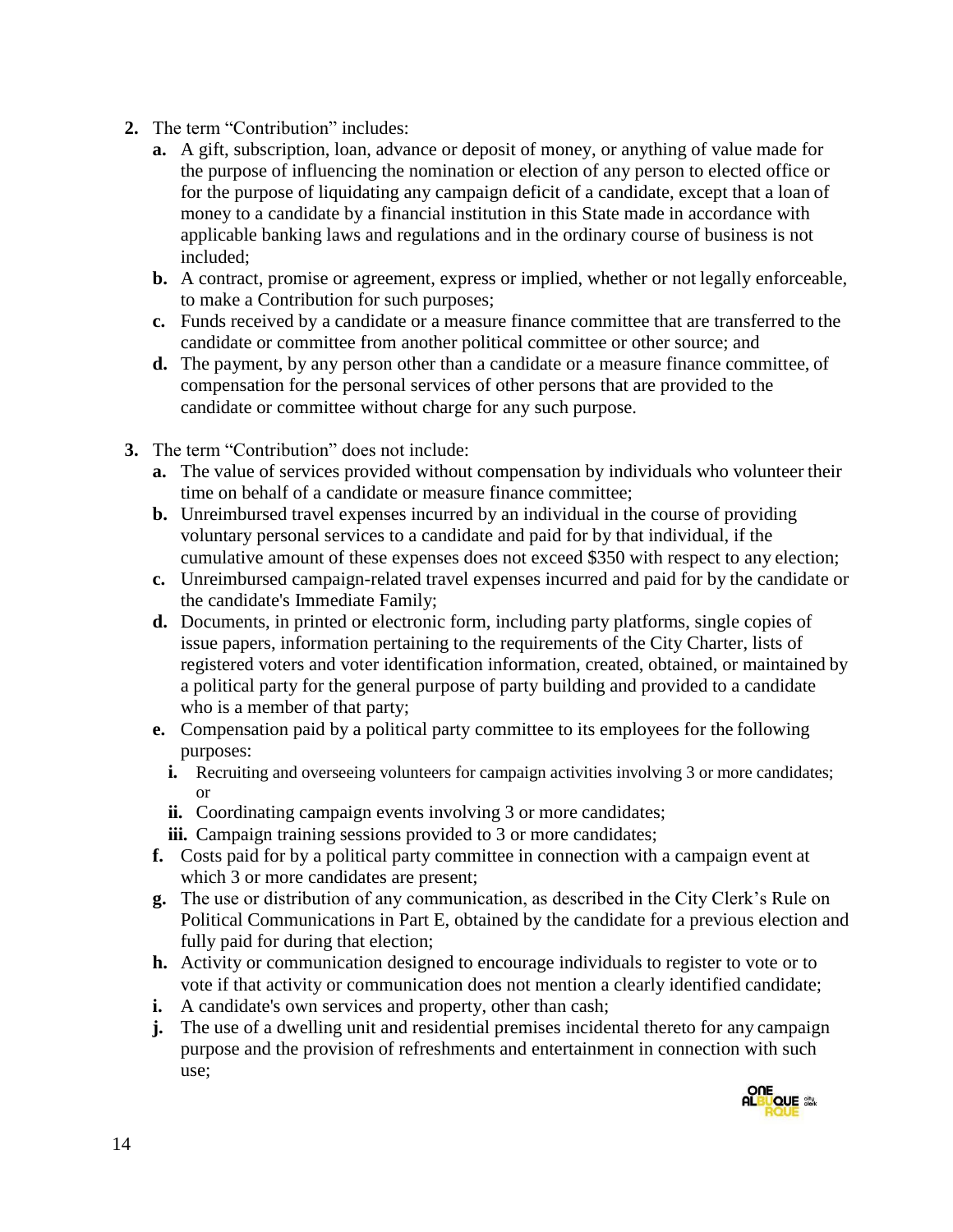2. The term "Contribution" includes:
   a. A gift, subscription, loan, advance or deposit of money, or anything of value made for the purpose of influencing the nomination or election of any person to elected office or for the purpose of liquidating any campaign deficit of a candidate, except that a loan of money to a candidate by a financial institution in this State made in accordance with applicable banking laws and regulations and in the ordinary course of business is not included;
   b. A contract, promise or agreement, express or implied, whether or not legally enforceable, to make a Contribution for such purposes;
   c. Funds received by a candidate or a measure finance committee that are transferred to the candidate or committee from another political committee or other source; and
   d. The payment, by any person other than a candidate or a measure finance committee, of compensation for the personal services of other persons that are provided to the candidate or committee without charge for any such purpose.

3. The term "Contribution" does not include:
   a. The value of services provided without compensation by individuals who volunteer their time on behalf of a candidate or measure finance committee;
   b. Unreimbursed travel expenses incurred by an individual in the course of providing voluntary personal services to a candidate and paid for by that individual, if the cumulative amount of these expenses does not exceed $350 with respect to any election;
   c. Unreimbursed campaign-related travel expenses incurred and paid for by the candidate or the candidate's Immediate Family;
   d. Documents, in printed or electronic form, including party platforms, single copies of issue papers, information pertaining to the requirements of the City Charter, lists of registered voters and voter identification information, created, obtained, or maintained by a political party for the general purpose of party building and provided to a candidate who is a member of that party;
   e. Compensation paid by a political party committee to its employees for the following purposes:
      i. Recruiting and overseeing volunteers for campaign activities involving 3 or more candidates; or
      ii. Coordinating campaign events involving 3 or more candidates;
      iii. Campaign training sessions provided to 3 or more candidates;
   f. Costs paid for by a political party committee in connection with a campaign event at which 3 or more candidates are present;
   g. The use or distribution of any communication, as described in the City Clerk's Rule on Political Communications in Part E, obtained by the candidate for a previous election and fully paid for during that election;
   h. Activity or communication designed to encourage individuals to register to vote or to vote if that activity or communication does not mention a clearly identified candidate;
   i. A candidate's own services and property, other than cash;
   j. The use of a dwelling unit and residential premises incidental thereto for any campaign purpose and the provision of refreshments and entertainment in connection with such use;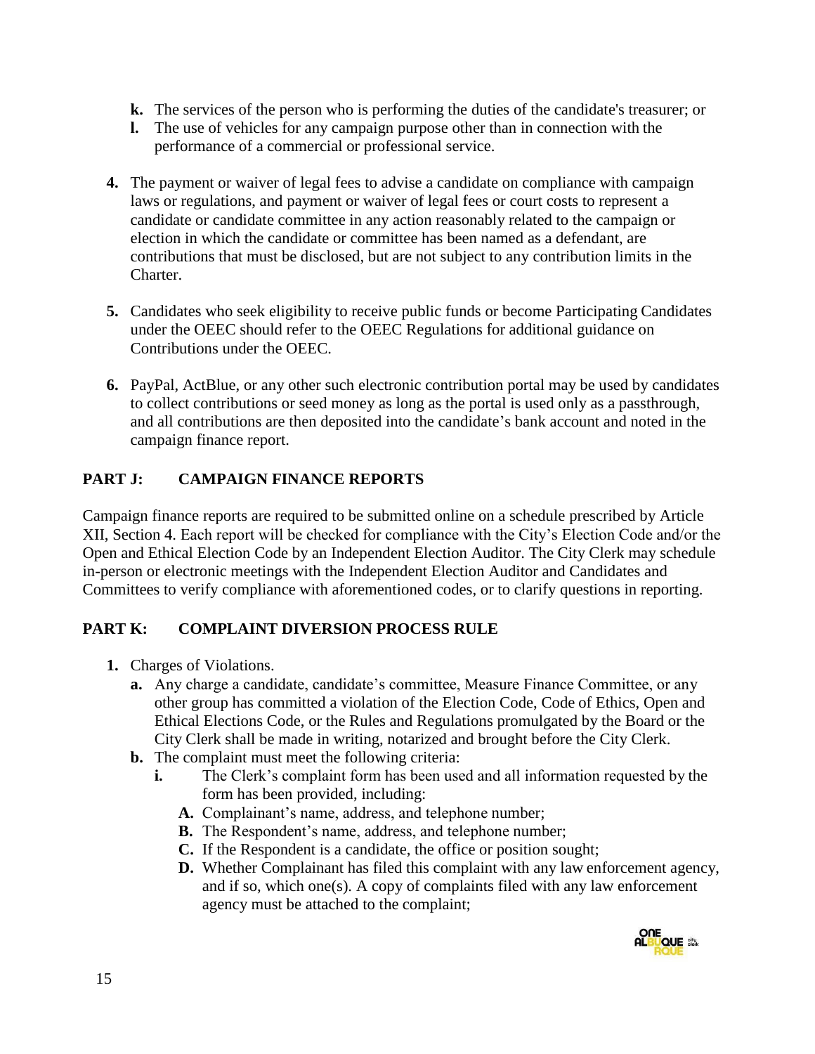- **k.** The services of the person who is performing the duties of the candidate's treasurer; or
- **l.** The use of vehicles for any campaign purpose other than in connection with the performance of a commercial or professional service.

**4.** The payment or waiver of legal fees to advise a candidate on compliance with campaign laws or regulations, and payment or waiver of legal fees or court costs to represent a candidate or candidate committee in any action reasonably related to the campaign or election in which the candidate or committee has been named as a defendant, are contributions that must be disclosed, but are not subject to any contribution limits in the Charter.

**5.** Candidates who seek eligibility to receive public funds or become Participating Candidates under the OEEC should refer to the OEEC Regulations for additional guidance on Contributions under the OEEC.

**6.** PayPal, ActBlue, or any other such electronic contribution portal may be used by candidates to collect contributions or seed money as long as the portal is used only as a passthrough, and all contributions are then deposited into the candidate's bank account and noted in the campaign finance report.

## PART J: CAMPAIGN FINANCE REPORTS

Campaign finance reports are required to be submitted online on a schedule prescribed by Article XII, Section 4. Each report will be checked for compliance with the City's Election Code and/or the Open and Ethical Election Code by an Independent Election Auditor. The City Clerk may schedule in-person or electronic meetings with the Independent Election Auditor and Candidates and Committees to verify compliance with aforementioned codes, or to clarify questions in reporting.

## PART K: COMPLAINT DIVERSION PROCESS RULE

**1.** Charges of Violations.

- **a.** Any charge a candidate, candidate's committee, Measure Finance Committee, or any other group has committed a violation of the Election Code, Code of Ethics, Open and Ethical Elections Code, or the Rules and Regulations promulgated by the Board or the City Clerk shall be made in writing, notarized and brought before the City Clerk.
- **b.** The complaint must meet the following criteria:
  - **i.** The Clerk's complaint form has been used and all information requested by the form has been provided, including:
    - **A.** Complainant's name, address, and telephone number;
    - **B.** The Respondent's name, address, and telephone number;
    - **C.** If the Respondent is a candidate, the office or position sought;
    - **D.** Whether Complainant has filed this complaint with any law enforcement agency, and if so, which one(s). A copy of complaints filed with any law enforcement agency must be attached to the complaint;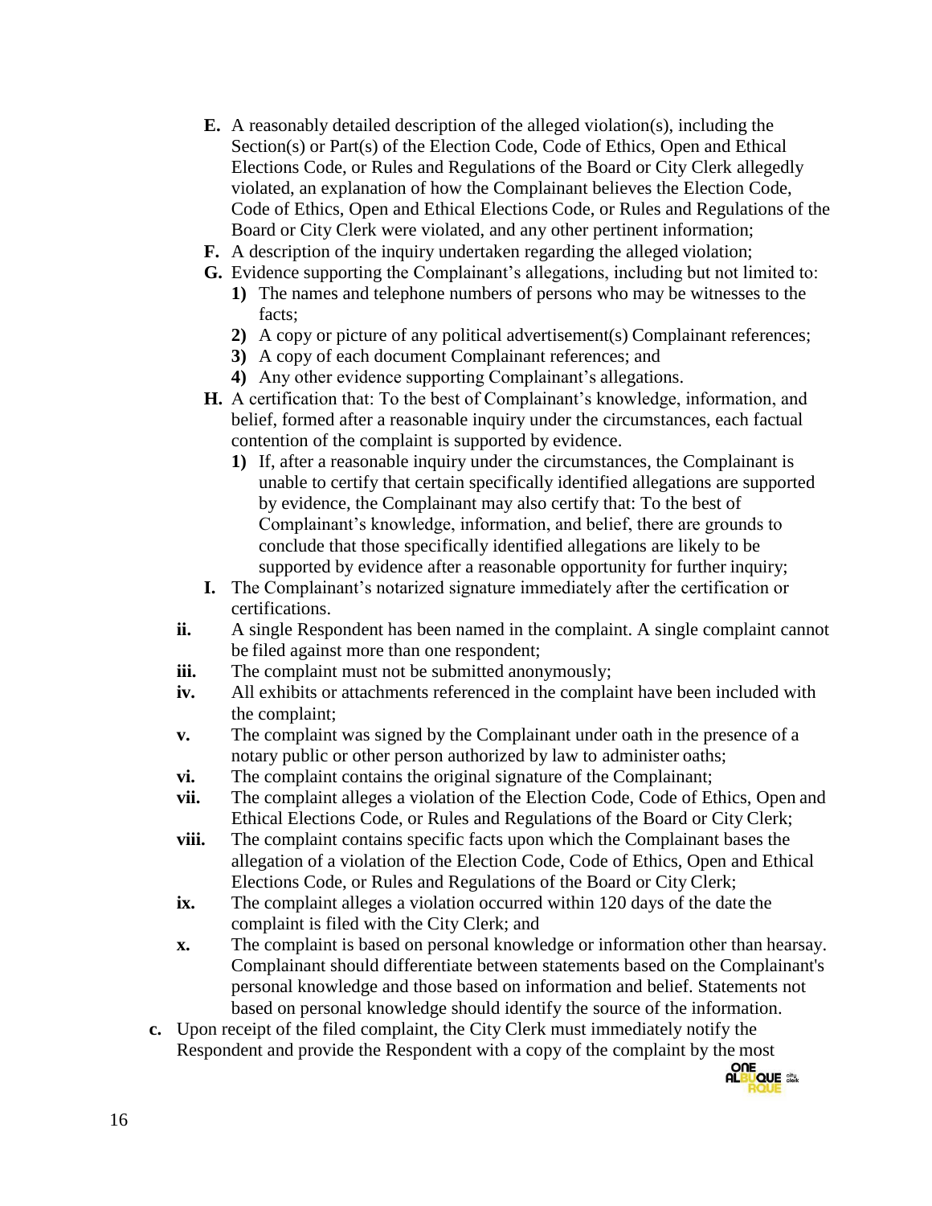- **E.** A reasonably detailed description of the alleged violation(s), including the Section(s) or Part(s) of the Election Code, Code of Ethics, Open and Ethical Elections Code, or Rules and Regulations of the Board or City Clerk allegedly violated, an explanation of how the Complainant believes the Election Code, Code of Ethics, Open and Ethical Elections Code, or Rules and Regulations of the Board or City Clerk were violated, and any other pertinent information;
- **F.** A description of the inquiry undertaken regarding the alleged violation;
- **G.** Evidence supporting the Complainant's allegations, including but not limited to:
  - **1)** The names and telephone numbers of persons who may be witnesses to the facts;
  - **2)** A copy or picture of any political advertisement(s) Complainant references;
  - **3)** A copy of each document Complainant references; and
  - **4)** Any other evidence supporting Complainant's allegations.
- **H.** A certification that: To the best of Complainant's knowledge, information, and belief, formed after a reasonable inquiry under the circumstances, each factual contention of the complaint is supported by evidence.
  - **1)** If, after a reasonable inquiry under the circumstances, the Complainant is unable to certify that certain specifically identified allegations are supported by evidence, the Complainant may also certify that: To the best of Complainant's knowledge, information, and belief, there are grounds to conclude that those specifically identified allegations are likely to be supported by evidence after a reasonable opportunity for further inquiry;
- **I.** The Complainant's notarized signature immediately after the certification or certifications.

**ii.** A single Respondent has been named in the complaint. A single complaint cannot be filed against more than one respondent;

**iii.** The complaint must not be submitted anonymously;

**iv.** All exhibits or attachments referenced in the complaint have been included with the complaint;

**v.** The complaint was signed by the Complainant under oath in the presence of a notary public or other person authorized by law to administer oaths;

**vi.** The complaint contains the original signature of the Complainant;

**vii.** The complaint alleges a violation of the Election Code, Code of Ethics, Open and Ethical Elections Code, or Rules and Regulations of the Board or City Clerk;

**viii.** The complaint contains specific facts upon which the Complainant bases the allegation of a violation of the Election Code, Code of Ethics, Open and Ethical Elections Code, or Rules and Regulations of the Board or City Clerk;

**ix.** The complaint alleges a violation occurred within 120 days of the date the complaint is filed with the City Clerk; and

**x.** The complaint is based on personal knowledge or information other than hearsay. Complainant should differentiate between statements based on the Complainant's personal knowledge and those based on information and belief. Statements not based on personal knowledge should identify the source of the information.

**c.** Upon receipt of the filed complaint, the City Clerk must immediately notify the Respondent and provide the Respondent with a copy of the complaint by the most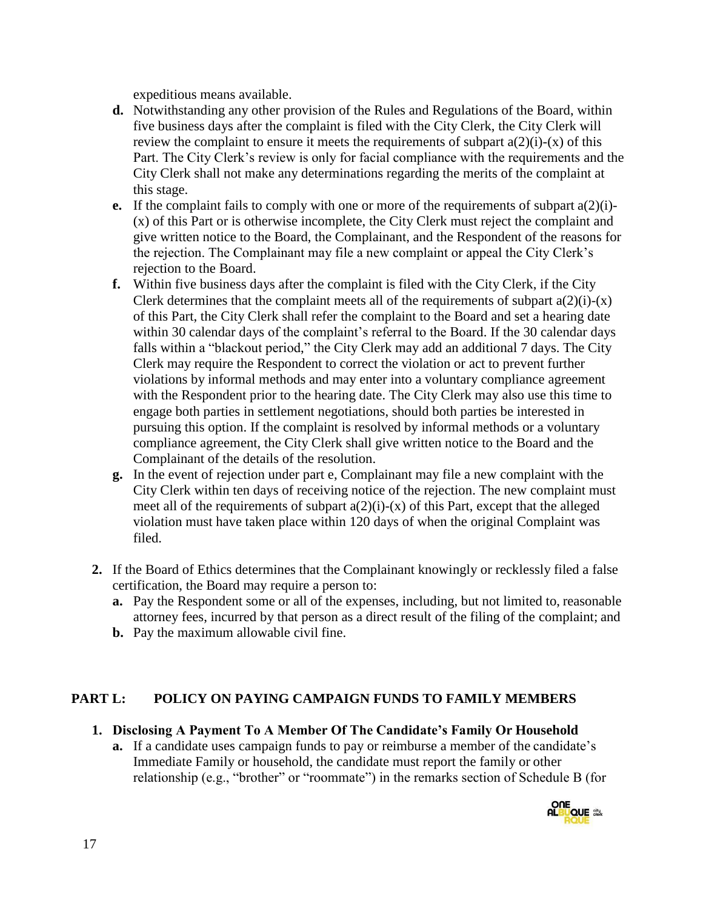expeditious means available.

- **d.** Notwithstanding any other provision of the Rules and Regulations of the Board, within five business days after the complaint is filed with the City Clerk, the City Clerk will review the complaint to ensure it meets the requirements of subpart a(2)(i)-(x) of this Part. The City Clerk's review is only for facial compliance with the requirements and the City Clerk shall not make any determinations regarding the merits of the complaint at this stage.
- **e.** If the complaint fails to comply with one or more of the requirements of subpart a(2)(i)-(x) of this Part or is otherwise incomplete, the City Clerk must reject the complaint and give written notice to the Board, the Complainant, and the Respondent of the reasons for the rejection. The Complainant may file a new complaint or appeal the City Clerk's rejection to the Board.
- **f.** Within five business days after the complaint is filed with the City Clerk, if the City Clerk determines that the complaint meets all of the requirements of subpart a(2)(i)-(x) of this Part, the City Clerk shall refer the complaint to the Board and set a hearing date within 30 calendar days of the complaint's referral to the Board. If the 30 calendar days falls within a "blackout period," the City Clerk may add an additional 7 days. The City Clerk may require the Respondent to correct the violation or act to prevent further violations by informal methods and may enter into a voluntary compliance agreement with the Respondent prior to the hearing date. The City Clerk may also use this time to engage both parties in settlement negotiations, should both parties be interested in pursuing this option. If the complaint is resolved by informal methods or a voluntary compliance agreement, the City Clerk shall give written notice to the Board and the Complainant of the details of the resolution.
- **g.** In the event of rejection under part e, Complainant may file a new complaint with the City Clerk within ten days of receiving notice of the rejection. The new complaint must meet all of the requirements of subpart a(2)(i)-(x) of this Part, except that the alleged violation must have taken place within 120 days of when the original Complaint was filed.

**2.** If the Board of Ethics determines that the Complainant knowingly or recklessly filed a false certification, the Board may require a person to:

- **a.** Pay the Respondent some or all of the expenses, including, but not limited to, reasonable attorney fees, incurred by that person as a direct result of the filing of the complaint; and
- **b.** Pay the maximum allowable civil fine.

## PART L: POLICY ON PAYING CAMPAIGN FUNDS TO FAMILY MEMBERS

**1. Disclosing A Payment To A Member Of The Candidate's Family Or Household**

- **a.** If a candidate uses campaign funds to pay or reimburse a member of the candidate's Immediate Family or household, the candidate must report the family or other relationship (e.g., "brother" or "roommate") in the remarks section of Schedule B (for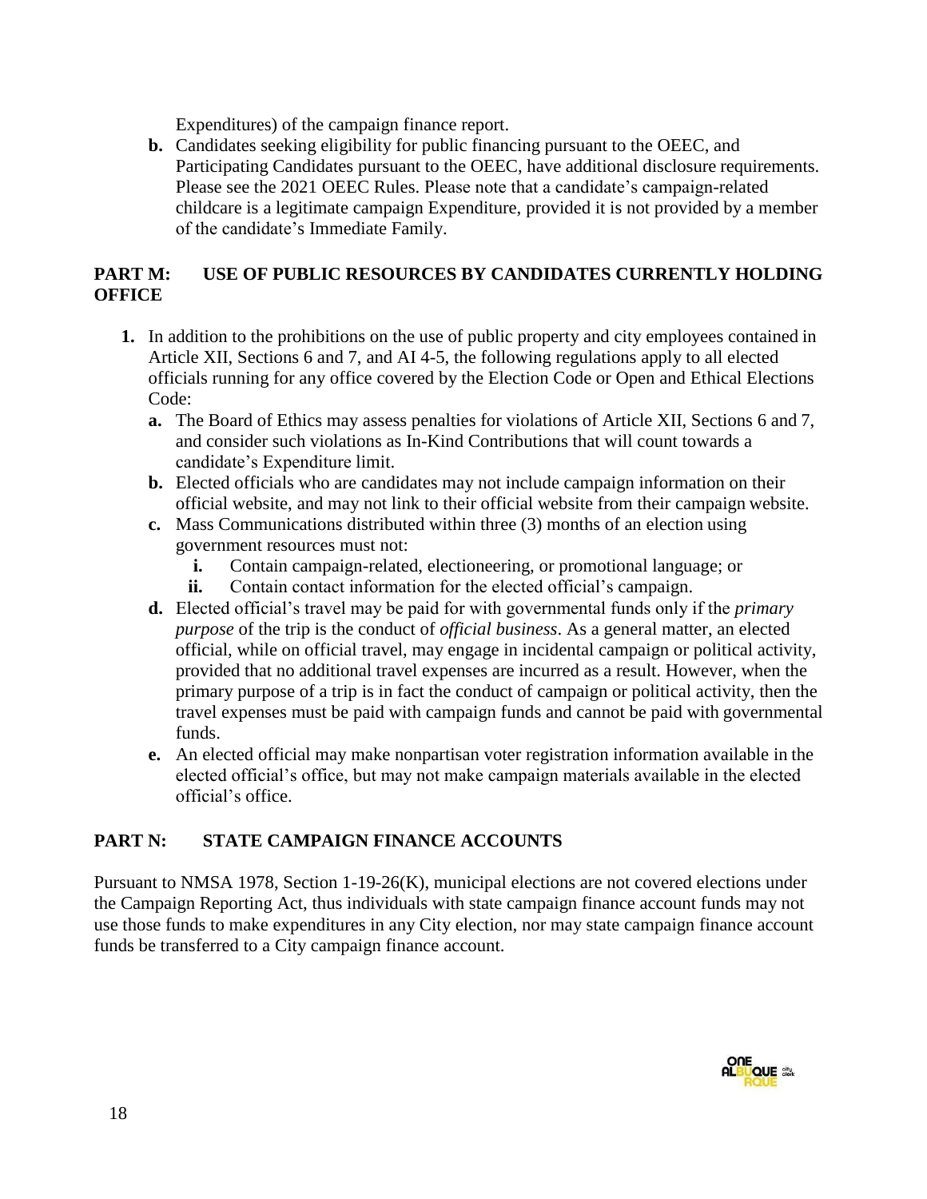Expenditures) of the campaign finance report.

b. Candidates seeking eligibility for public financing pursuant to the OEEC, and Participating Candidates pursuant to the OEEC, have additional disclosure requirements. Please see the 2021 OEEC Rules. Please note that a candidate's campaign-related childcare is a legitimate campaign Expenditure, provided it is not provided by a member of the candidate's Immediate Family.

## PART M: USE OF PUBLIC RESOURCES BY CANDIDATES CURRENTLY HOLDING OFFICE

1. In addition to the prohibitions on the use of public property and city employees contained in Article XII, Sections 6 and 7, and AI 4-5, the following regulations apply to all elected officials running for any office covered by the Election Code or Open and Ethical Elections Code:
   - **a.** The Board of Ethics may assess penalties for violations of Article XII, Sections 6 and 7, and consider such violations as In-Kind Contributions that will count towards a candidate's Expenditure limit.
   - **b.** Elected officials who are candidates may not include campaign information on their official website, and may not link to their official website from their campaign website.
   - **c.** Mass Communications distributed within three (3) months of an election using government resources must not:
     - **i.** Contain campaign-related, electioneering, or promotional language; or
     - **ii.** Contain contact information for the elected official's campaign.
   - **d.** Elected official's travel may be paid for with governmental funds only if the *primary purpose* of the trip is the conduct of *official business*. As a general matter, an elected official, while on official travel, may engage in incidental campaign or political activity, provided that no additional travel expenses are incurred as a result. However, when the primary purpose of a trip is in fact the conduct of campaign or political activity, then the travel expenses must be paid with campaign funds and cannot be paid with governmental funds.
   - **e.** An elected official may make nonpartisan voter registration information available in the elected official's office, but may not make campaign materials available in the elected official's office.

## PART N: STATE CAMPAIGN FINANCE ACCOUNTS

Pursuant to NMSA 1978, Section 1-19-26(K), municipal elections are not covered elections under the Campaign Reporting Act, thus individuals with state campaign finance account funds may not use those funds to make expenditures in any City election, nor may state campaign finance account funds be transferred to a City campaign finance account.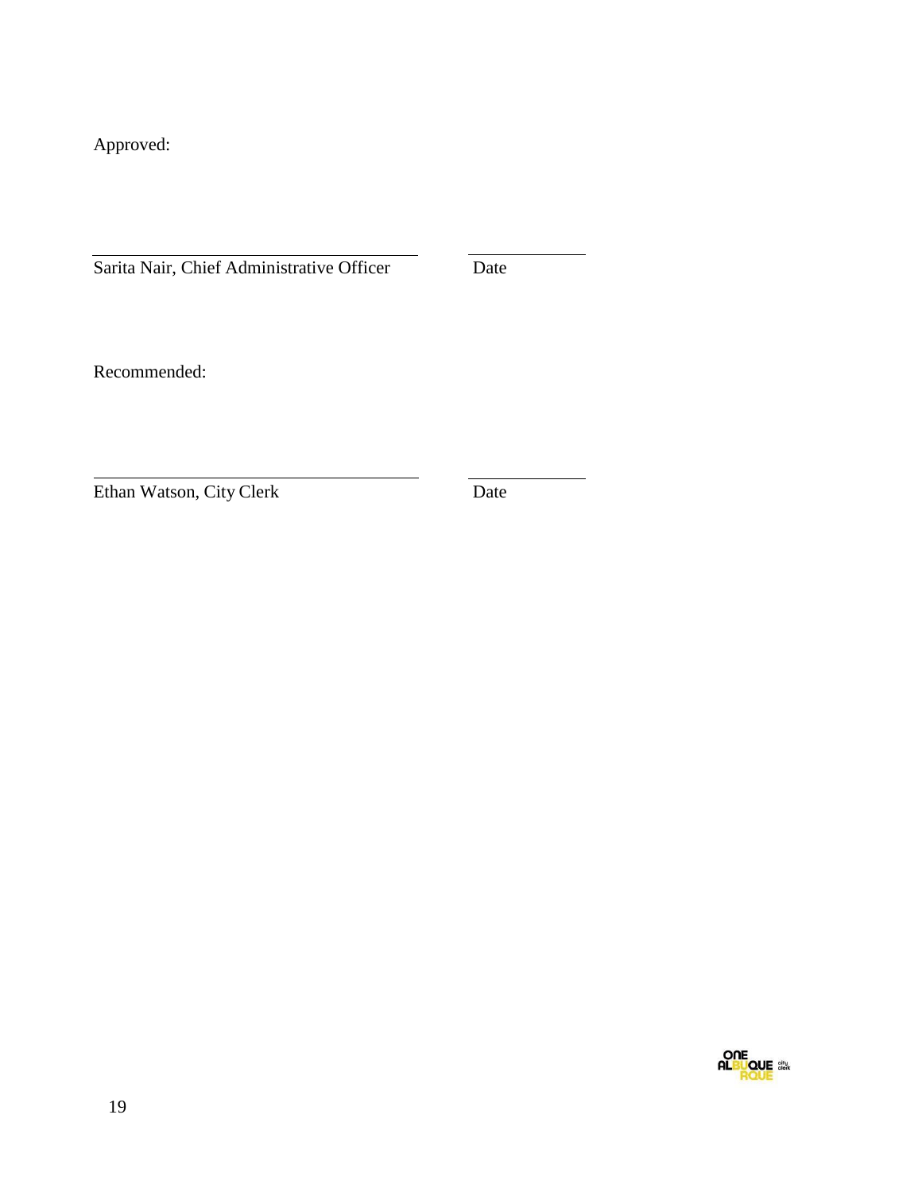Approved:

\_\_\_\_\_\_\_\_\_\_\_\_\_\_\_\_\_\_\_\_\_\_\_\_\_\_\_\_\_\_\_\_\_\_\_\_ \_\_\_\_\_\_\_\_\_\_\_\_\_

Sarita Nair, Chief Administrative Officer Date

Recommended:

\_\_\_\_\_\_\_\_\_\_\_\_\_\_\_\_\_\_\_\_\_\_\_\_\_\_\_\_\_\_\_\_\_\_\_\_ \_\_\_\_\_\_\_\_\_\_\_\_\_

Ethan Watson, City Clerk Date